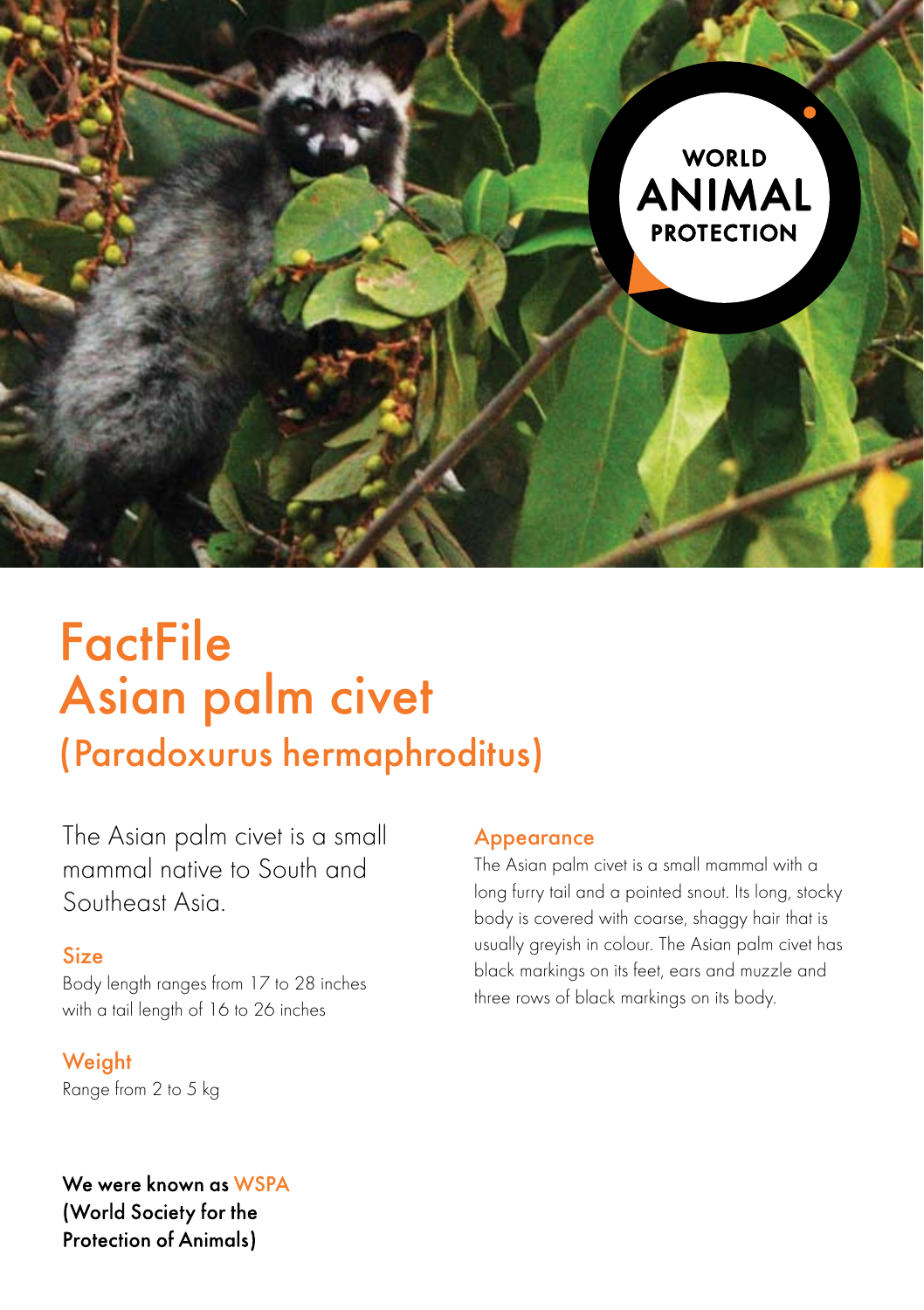WORLD ANIMAL PROTECTION

# FactFile Asian palm civet

## (Paradoxurus hermaphroditus)

The Asian palm civet is a small mammal native to South and Southeast Asia.

### Size

Body length ranges from 17 to 28 inches with a tail length of 16 to 26 inches

### Weight

Range from 2 to 5 kg

### Appearance

The Asian palm civet is a small mammal with a long furry tail and a pointed snout. Its long, stocky body is covered with coarse, shaggy hair that is usually greyish in colour. The Asian palm civet has black markings on its feet, ears and muzzle and three rows of black markings on its body.

**We were known as WSPA (World Society for the Protection of Animals)**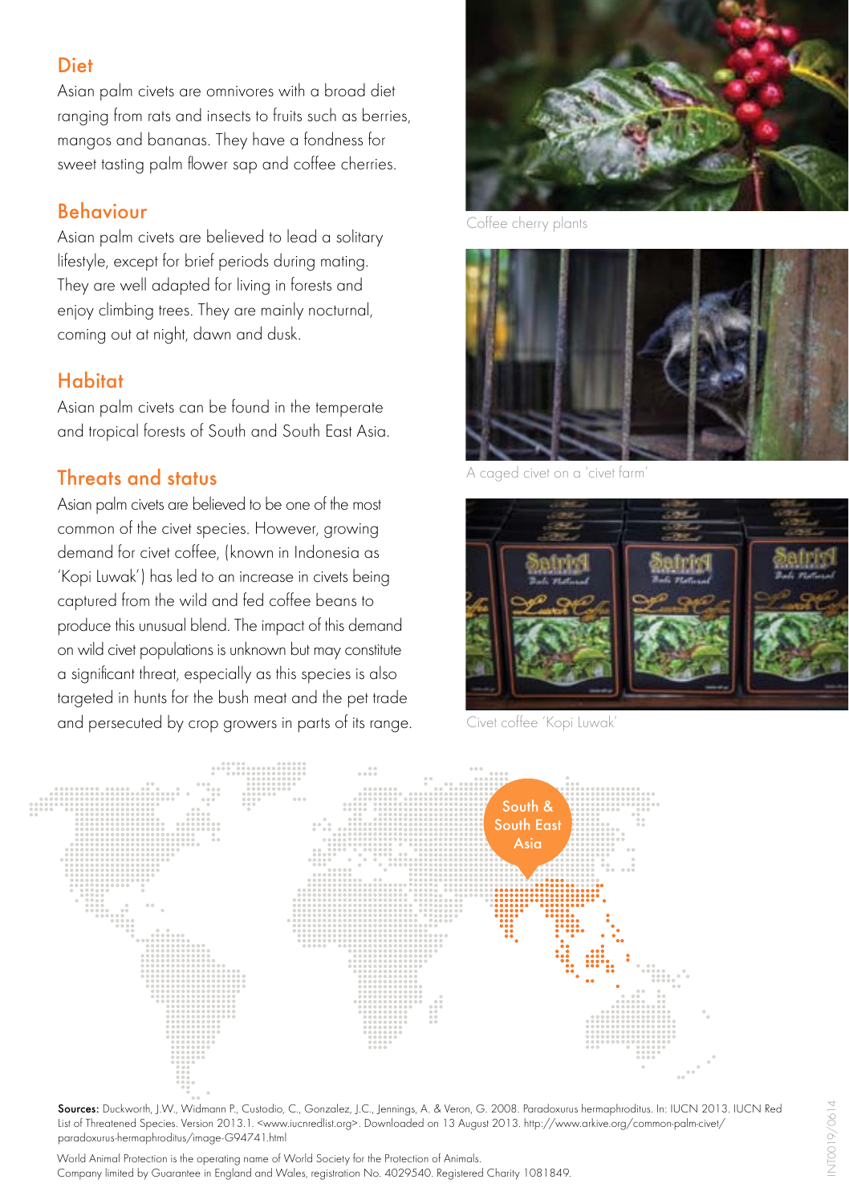## Diet

Asian palm civets are omnivores with a broad diet ranging from rats and insects to fruits such as berries, mangos and bananas. They have a fondness for sweet tasting palm flower sap and coffee cherries.

## Behaviour

Asian palm civets are believed to lead a solitary lifestyle, except for brief periods during mating. They are well adapted for living in forests and enjoy climbing trees. They are mainly nocturnal, coming out at night, dawn and dusk.

## Habitat

Asian palm civets can be found in the temperate and tropical forests of South and South East Asia.

## Threats and status

Asian palm civets are believed to be one of the most common of the civet species. However, growing demand for civet coffee, (known in Indonesia as 'Kopi Luwak') has led to an increase in civets being captured from the wild and fed coffee beans to produce this unusual blend. The impact of this demand on wild civet populations is unknown but may constitute a significant threat, especially as this species is also targeted in hunts for the bush meat and the pet trade and persecuted by crop growers in parts of its range.

Coffee cherry plants

A caged civet on a 'civet farm'

Civet coffee 'Kopi Luwak'

South & South East Asia

**Sources:** Duckworth, J.W., Widmann P., Custodio, C., Gonzalez, J.C., Jennings, A. & Veron, G. 2008. Paradoxurus hermaphroditus. In: IUCN 2013. IUCN Red List of Threatened Species. Version 2013.1. <www.iucnredlist.org>. Downloaded on 13 August 2013. http://www.arkive.org/common-palm-civet/paradoxurus-hermaphroditus/image-G94741.html

World Animal Protection is the operating name of World Society for the Protection of Animals.
Company limited by Guarantee in England and Wales, registration No. 4029540. Registered Charity 1081849.

INT0019/0614